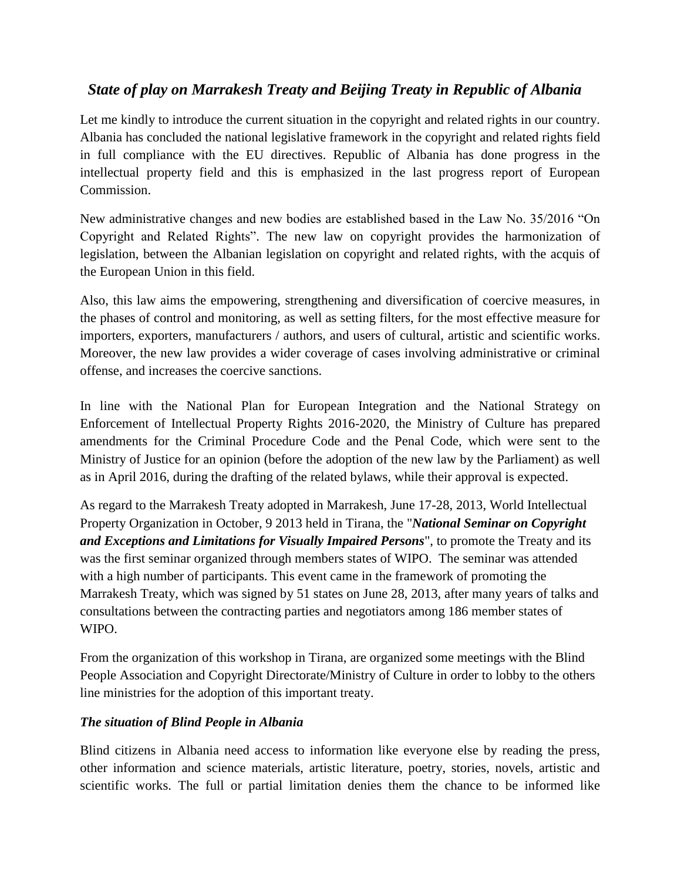## *State of play on Marrakesh Treaty and Beijing Treaty in Republic of Albania*

Let me kindly to introduce the current situation in the copyright and related rights in our country. Albania has concluded the national legislative framework in the copyright and related rights field in full compliance with the EU directives. Republic of Albania has done progress in the intellectual property field and this is emphasized in the last progress report of European Commission.

New administrative changes and new bodies are established based in the Law No. 35/2016 "On Copyright and Related Rights". The new law on copyright provides the harmonization of legislation, between the Albanian legislation on copyright and related rights, with the acquis of the European Union in this field.

Also, this law aims the empowering, strengthening and diversification of coercive measures, in the phases of control and monitoring, as well as setting filters, for the most effective measure for importers, exporters, manufacturers / authors, and users of cultural, artistic and scientific works. Moreover, the new law provides a wider coverage of cases involving administrative or criminal offense, and increases the coercive sanctions.

In line with the National Plan for European Integration and the National Strategy on Enforcement of Intellectual Property Rights 2016-2020, the Ministry of Culture has prepared amendments for the Criminal Procedure Code and the Penal Code, which were sent to the Ministry of Justice for an opinion (before the adoption of the new law by the Parliament) as well as in April 2016, during the drafting of the related bylaws, while their approval is expected.

As regard to the Marrakesh Treaty adopted in Marrakesh, June 17-28, 2013, World Intellectual Property Organization in October, 9 2013 held in Tirana, the "***National Seminar on Copyright and Exceptions and Limitations for Visually Impaired Persons***", to promote the Treaty and its was the first seminar organized through members states of WIPO. The seminar was attended with a high number of participants. This event came in the framework of promoting the Marrakesh Treaty, which was signed by 51 states on June 28, 2013, after many years of talks and consultations between the contracting parties and negotiators among 186 member states of WIPO.

From the organization of this workshop in Tirana, are organized some meetings with the Blind People Association and Copyright Directorate/Ministry of Culture in order to lobby to the others line ministries for the adoption of this important treaty.

### *The situation of Blind People in Albania*

Blind citizens in Albania need access to information like everyone else by reading the press, other information and science materials, artistic literature, poetry, stories, novels, artistic and scientific works. The full or partial limitation denies them the chance to be informed like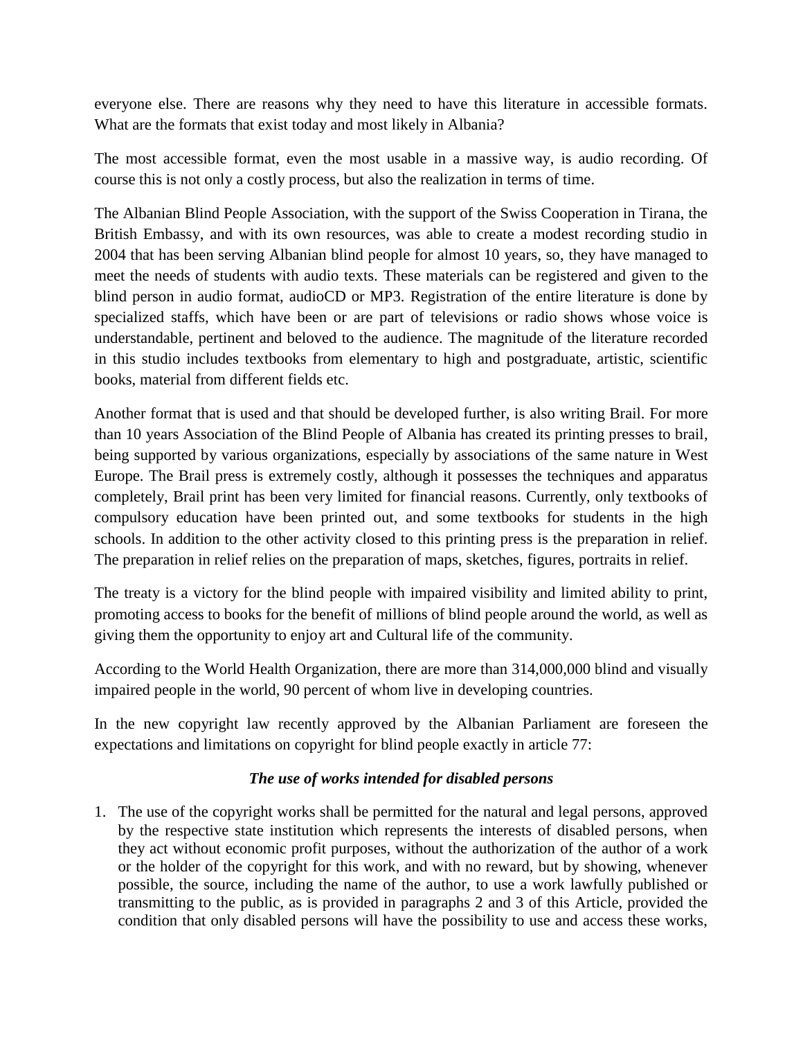everyone else. There are reasons why they need to have this literature in accessible formats. What are the formats that exist today and most likely in Albania?

The most accessible format, even the most usable in a massive way, is audio recording. Of course this is not only a costly process, but also the realization in terms of time.

The Albanian Blind People Association, with the support of the Swiss Cooperation in Tirana, the British Embassy, and with its own resources, was able to create a modest recording studio in 2004 that has been serving Albanian blind people for almost 10 years, so, they have managed to meet the needs of students with audio texts. These materials can be registered and given to the blind person in audio format, audioCD or MP3. Registration of the entire literature is done by specialized staffs, which have been or are part of televisions or radio shows whose voice is understandable, pertinent and beloved to the audience. The magnitude of the literature recorded in this studio includes textbooks from elementary to high and postgraduate, artistic, scientific books, material from different fields etc.

Another format that is used and that should be developed further, is also writing Brail. For more than 10 years Association of the Blind People of Albania has created its printing presses to brail, being supported by various organizations, especially by associations of the same nature in West Europe. The Brail press is extremely costly, although it possesses the techniques and apparatus completely, Brail print has been very limited for financial reasons. Currently, only textbooks of compulsory education have been printed out, and some textbooks for students in the high schools. In addition to the other activity closed to this printing press is the preparation in relief. The preparation in relief relies on the preparation of maps, sketches, figures, portraits in relief.

The treaty is a victory for the blind people with impaired visibility and limited ability to print, promoting access to books for the benefit of millions of blind people around the world, as well as giving them the opportunity to enjoy art and Cultural life of the community.

According to the World Health Organization, there are more than 314,000,000 blind and visually impaired people in the world, 90 percent of whom live in developing countries.

In the new copyright law recently approved by the Albanian Parliament are foreseen the expectations and limitations on copyright for blind people exactly in article 77:

***The use of works intended for disabled persons***

1. The use of the copyright works shall be permitted for the natural and legal persons, approved by the respective state institution which represents the interests of disabled persons, when they act without economic profit purposes, without the authorization of the author of a work or the holder of the copyright for this work, and with no reward, but by showing, whenever possible, the source, including the name of the author, to use a work lawfully published or transmitting to the public, as is provided in paragraphs 2 and 3 of this Article, provided the condition that only disabled persons will have the possibility to use and access these works,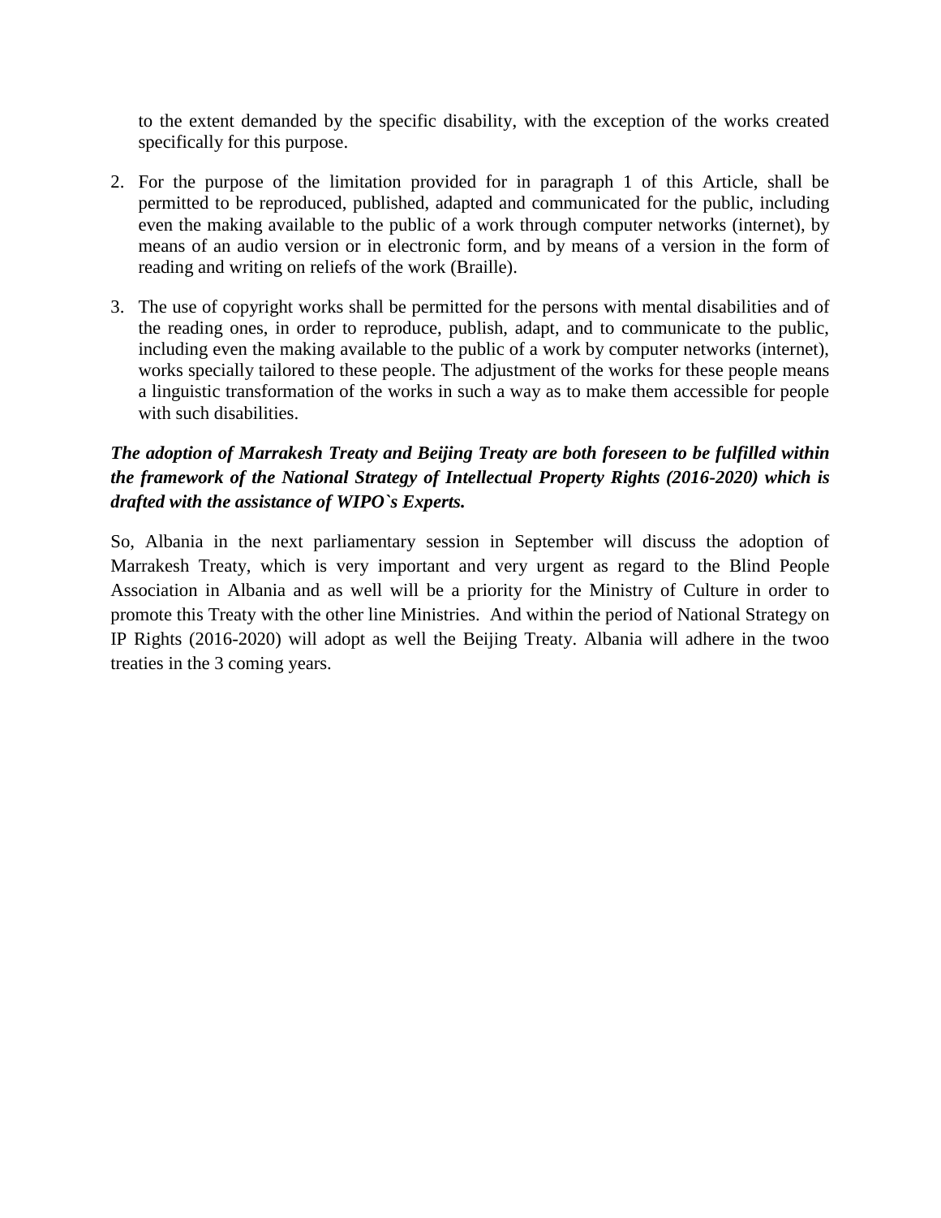to the extent demanded by the specific disability, with the exception of the works created specifically for this purpose.

2. For the purpose of the limitation provided for in paragraph 1 of this Article, shall be permitted to be reproduced, published, adapted and communicated for the public, including even the making available to the public of a work through computer networks (internet), by means of an audio version or in electronic form, and by means of a version in the form of reading and writing on reliefs of the work (Braille).

3. The use of copyright works shall be permitted for the persons with mental disabilities and of the reading ones, in order to reproduce, publish, adapt, and to communicate to the public, including even the making available to the public of a work by computer networks (internet), works specially tailored to these people. The adjustment of the works for these people means a linguistic transformation of the works in such a way as to make them accessible for people with such disabilities.

***The adoption of Marrakesh Treaty and Beijing Treaty are both foreseen to be fulfilled within the framework of the National Strategy of Intellectual Property Rights (2016-2020) which is drafted with the assistance of WIPO`s Experts.***

So, Albania in the next parliamentary session in September will discuss the adoption of Marrakesh Treaty, which is very important and very urgent as regard to the Blind People Association in Albania and as well will be a priority for the Ministry of Culture in order to promote this Treaty with the other line Ministries. And within the period of National Strategy on IP Rights (2016-2020) will adopt as well the Beijing Treaty. Albania will adhere in the twoo treaties in the 3 coming years.